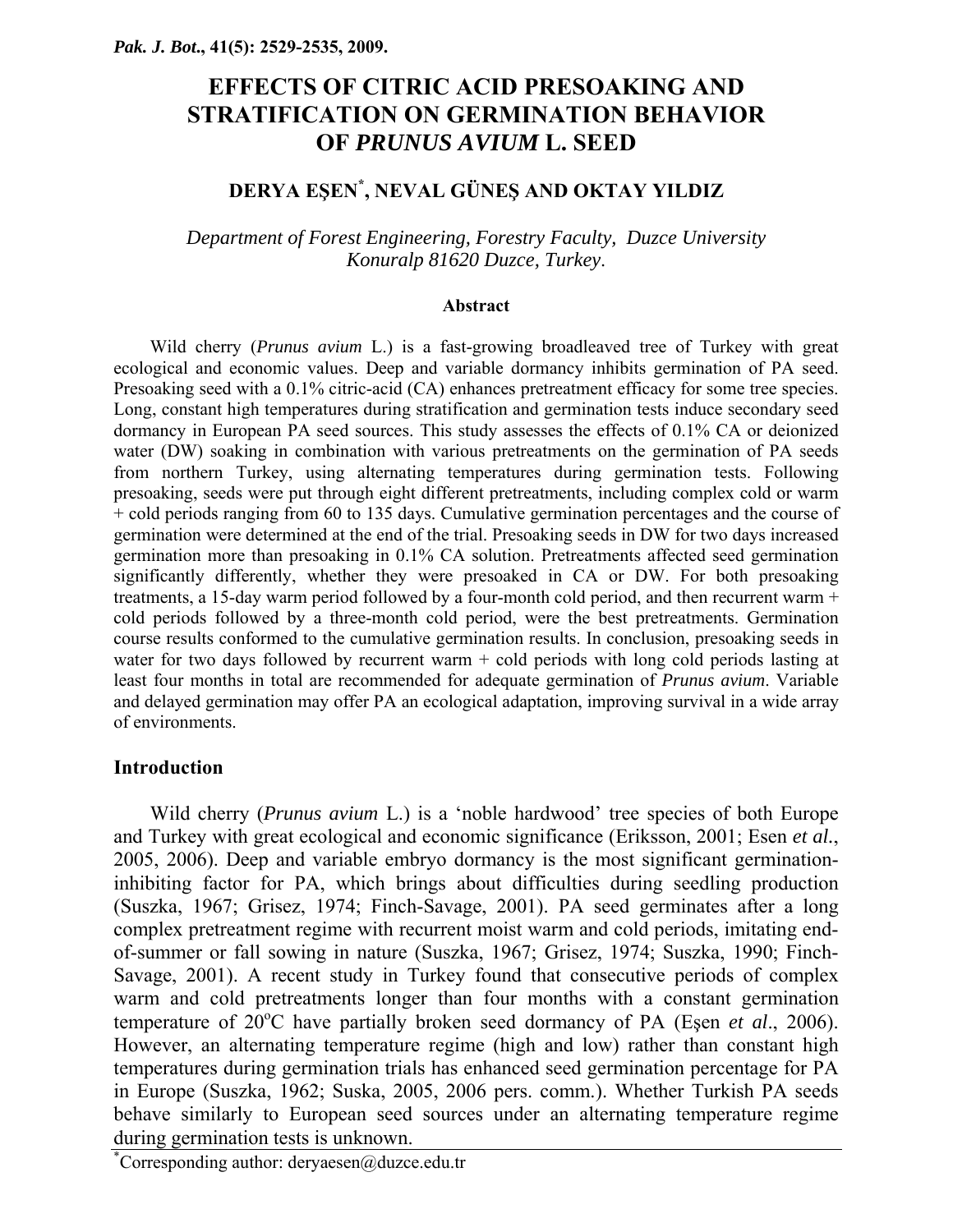# EFFECTS OF CITRIC ACID PRESOAKING AND STRATIFICATION ON GERMINATION BEHAVIOR OF *PRUNUS AVIUM* L. SEED

## DERYA EŞEN*, NEVAL GÜNEŞ AND OKTAY YILDIZ

*Department of Forest Engineering, Forestry Faculty, Duzce University Konuralp 81620 Duzce, Turkey.*

### Abstract

Wild cherry (*Prunus avium* L.) is a fast-growing broadleaved tree of Turkey with great ecological and economic values. Deep and variable dormancy inhibits germination of PA seed. Presoaking seed with a 0.1% citric-acid (CA) enhances pretreatment efficacy for some tree species. Long, constant high temperatures during stratification and germination tests induce secondary seed dormancy in European PA seed sources. This study assesses the effects of 0.1% CA or deionized water (DW) soaking in combination with various pretreatments on the germination of PA seeds from northern Turkey, using alternating temperatures during germination tests. Following presoaking, seeds were put through eight different pretreatments, including complex cold or warm + cold periods ranging from 60 to 135 days. Cumulative germination percentages and the course of germination were determined at the end of the trial. Presoaking seeds in DW for two days increased germination more than presoaking in 0.1% CA solution. Pretreatments affected seed germination significantly differently, whether they were presoaked in CA or DW. For both presoaking treatments, a 15-day warm period followed by a four-month cold period, and then recurrent warm + cold periods followed by a three-month cold period, were the best pretreatments. Germination course results conformed to the cumulative germination results. In conclusion, presoaking seeds in water for two days followed by recurrent warm + cold periods with long cold periods lasting at least four months in total are recommended for adequate germination of *Prunus avium*. Variable and delayed germination may offer PA an ecological adaptation, improving survival in a wide array of environments.

## Introduction

Wild cherry (*Prunus avium* L.) is a 'noble hardwood' tree species of both Europe and Turkey with great ecological and economic significance (Eriksson, 2001; Esen *et al.*, 2005, 2006). Deep and variable embryo dormancy is the most significant germination-inhibiting factor for PA, which brings about difficulties during seedling production (Suszka, 1967; Grisez, 1974; Finch-Savage, 2001). PA seed germinates after a long complex pretreatment regime with recurrent moist warm and cold periods, imitating end-of-summer or fall sowing in nature (Suszka, 1967; Grisez, 1974; Suszka, 1990; Finch-Savage, 2001). A recent study in Turkey found that consecutive periods of complex warm and cold pretreatments longer than four months with a constant germination temperature of 20°C have partially broken seed dormancy of PA (Eşen *et al*., 2006). However, an alternating temperature regime (high and low) rather than constant high temperatures during germination trials has enhanced seed germination percentage for PA in Europe (Suszka, 1962; Suska, 2005, 2006 pers. comm.). Whether Turkish PA seeds behave similarly to European seed sources under an alternating temperature regime during germination tests is unknown.

*Corresponding author: deryaesen@duzce.edu.tr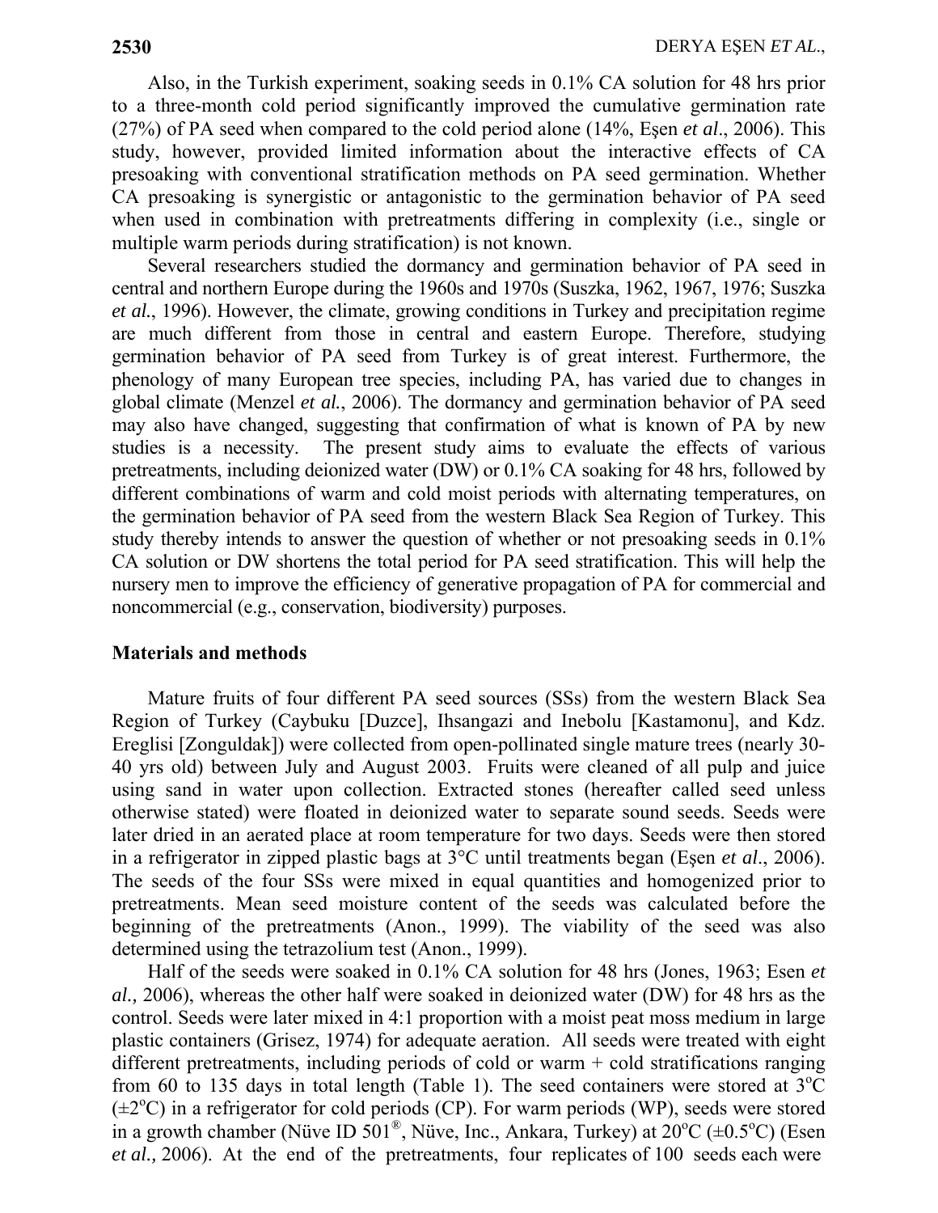Also, in the Turkish experiment, soaking seeds in 0.1% CA solution for 48 hrs prior to a three-month cold period significantly improved the cumulative germination rate (27%) of PA seed when compared to the cold period alone (14%, Eşen *et al*., 2006). This study, however, provided limited information about the interactive effects of CA presoaking with conventional stratification methods on PA seed germination. Whether CA presoaking is synergistic or antagonistic to the germination behavior of PA seed when used in combination with pretreatments differing in complexity (i.e., single or multiple warm periods during stratification) is not known.

Several researchers studied the dormancy and germination behavior of PA seed in central and northern Europe during the 1960s and 1970s (Suszka, 1962, 1967, 1976; Suszka *et al.*, 1996). However, the climate, growing conditions in Turkey and precipitation regime are much different from those in central and eastern Europe. Therefore, studying germination behavior of PA seed from Turkey is of great interest. Furthermore, the phenology of many European tree species, including PA, has varied due to changes in global climate (Menzel *et al.*, 2006). The dormancy and germination behavior of PA seed may also have changed, suggesting that confirmation of what is known of PA by new studies is a necessity. The present study aims to evaluate the effects of various pretreatments, including deionized water (DW) or 0.1% CA soaking for 48 hrs, followed by different combinations of warm and cold moist periods with alternating temperatures, on the germination behavior of PA seed from the western Black Sea Region of Turkey. This study thereby intends to answer the question of whether or not presoaking seeds in 0.1% CA solution or DW shortens the total period for PA seed stratification. This will help the nursery men to improve the efficiency of generative propagation of PA for commercial and noncommercial (e.g., conservation, biodiversity) purposes.

## Materials and methods

Mature fruits of four different PA seed sources (SSs) from the western Black Sea Region of Turkey (Caybuku [Duzce], Ihsangazi and Inebolu [Kastamonu], and Kdz. Ereglisi [Zonguldak]) were collected from open-pollinated single mature trees (nearly 30-40 yrs old) between July and August 2003. Fruits were cleaned of all pulp and juice using sand in water upon collection. Extracted stones (hereafter called seed unless otherwise stated) were floated in deionized water to separate sound seeds. Seeds were later dried in an aerated place at room temperature for two days. Seeds were then stored in a refrigerator in zipped plastic bags at 3°C until treatments began (Eşen *et al*., 2006). The seeds of the four SSs were mixed in equal quantities and homogenized prior to pretreatments. Mean seed moisture content of the seeds was calculated before the beginning of the pretreatments (Anon., 1999). The viability of the seed was also determined using the tetrazolium test (Anon., 1999).

Half of the seeds were soaked in 0.1% CA solution for 48 hrs (Jones, 1963; Esen *et al.,* 2006), whereas the other half were soaked in deionized water (DW) for 48 hrs as the control. Seeds were later mixed in 4:1 proportion with a moist peat moss medium in large plastic containers (Grisez, 1974) for adequate aeration. All seeds were treated with eight different pretreatments, including periods of cold or warm + cold stratifications ranging from 60 to 135 days in total length (Table 1). The seed containers were stored at 3°C (±2°C) in a refrigerator for cold periods (CP). For warm periods (WP), seeds were stored in a growth chamber (Nüve ID 501®, Nüve, Inc., Ankara, Turkey) at 20°C (±0.5°C) (Esen *et al.,* 2006). At the end of the pretreatments, four replicates of 100 seeds each were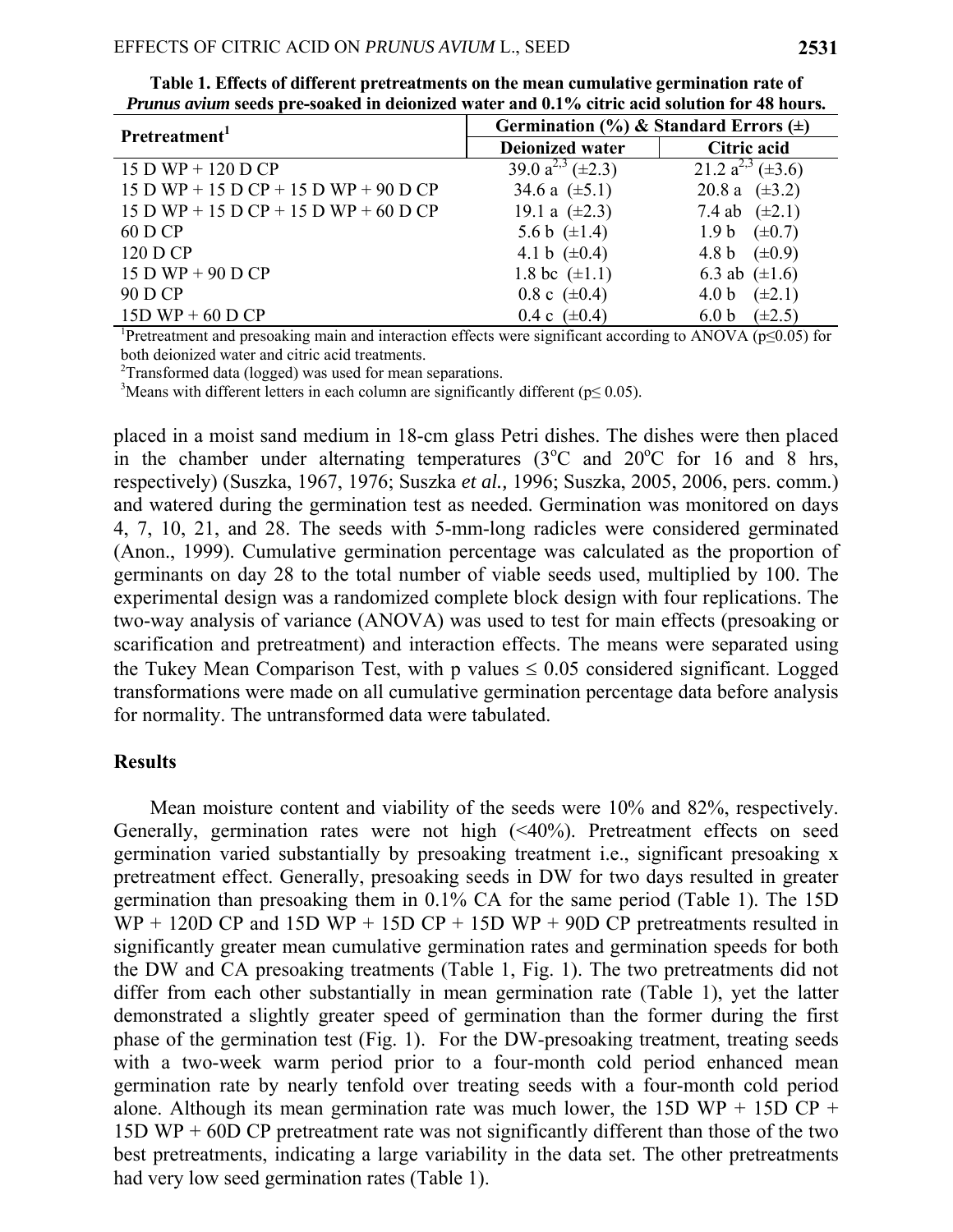**Table 1. Effects of different pretreatments on the mean cumulative germination rate of *Prunus avium* seeds pre-soaked in deionized water and 0.1% citric acid solution for 48 hours.**

| Pretreatment[1] | Germination (%) & Standard Errors (±) | |
|---|---|---|
| | Deionized water | Citric acid |
| 15 D WP + 120 D CP | 39.0 a[2,3] (±2.3) | 21.2 a[2,3] (±3.6) |
| 15 D WP + 15 D CP + 15 D WP + 90 D CP | 34.6 a (±5.1) | 20.8 a (±3.2) |
| 15 D WP + 15 D CP + 15 D WP + 60 D CP | 19.1 a (±2.3) | 7.4 ab (±2.1) |
| 60 D CP | 5.6 b (±1.4) | 1.9 b (±0.7) |
| 120 D CP | 4.1 b (±0.4) | 4.8 b (±0.9) |
| 15 D WP + 90 D CP | 1.8 bc (±1.1) | 6.3 ab (±1.6) |
| 90 D CP | 0.8 c (±0.4) | 4.0 b (±2.1) |
| 15D WP + 60 D CP | 0.4 c (±0.4) | 6.0 b (±2.5) |

[1]Pretreatment and presoaking main and interaction effects were significant according to ANOVA ($p \leq 0.05$) for both deionized water and citric acid treatments.

[2]Transformed data (logged) was used for mean separations.

[3]Means with different letters in each column are significantly different ($p \leq 0.05$).

placed in a moist sand medium in 18-cm glass Petri dishes. The dishes were then placed in the chamber under alternating temperatures (3°C and 20°C for 16 and 8 hrs, respectively) (Suszka, 1967, 1976; Suszka *et al.,* 1996; Suszka, 2005, 2006, pers. comm.) and watered during the germination test as needed. Germination was monitored on days 4, 7, 10, 21, and 28. The seeds with 5-mm-long radicles were considered germinated (Anon., 1999). Cumulative germination percentage was calculated as the proportion of germinants on day 28 to the total number of viable seeds used, multiplied by 100. The experimental design was a randomized complete block design with four replications. The two-way analysis of variance (ANOVA) was used to test for main effects (presoaking or scarification and pretreatment) and interaction effects. The means were separated using the Tukey Mean Comparison Test, with p values $\leq 0.05$ considered significant. Logged transformations were made on all cumulative germination percentage data before analysis for normality. The untransformed data were tabulated.

## Results

Mean moisture content and viability of the seeds were 10% and 82%, respectively. Generally, germination rates were not high (<40%). Pretreatment effects on seed germination varied substantially by presoaking treatment i.e., significant presoaking x pretreatment effect. Generally, presoaking seeds in DW for two days resulted in greater germination than presoaking them in 0.1% CA for the same period (Table 1). The 15D WP + 120D CP and 15D WP + 15D CP + 15D WP + 90D CP pretreatments resulted in significantly greater mean cumulative germination rates and germination speeds for both the DW and CA presoaking treatments (Table 1, Fig. 1). The two pretreatments did not differ from each other substantially in mean germination rate (Table 1), yet the latter demonstrated a slightly greater speed of germination than the former during the first phase of the germination test (Fig. 1). For the DW-presoaking treatment, treating seeds with a two-week warm period prior to a four-month cold period enhanced mean germination rate by nearly tenfold over treating seeds with a four-month cold period alone. Although its mean germination rate was much lower, the 15D WP + 15D CP + 15D WP + 60D CP pretreatment rate was not significantly different than those of the two best pretreatments, indicating a large variability in the data set. The other pretreatments had very low seed germination rates (Table 1).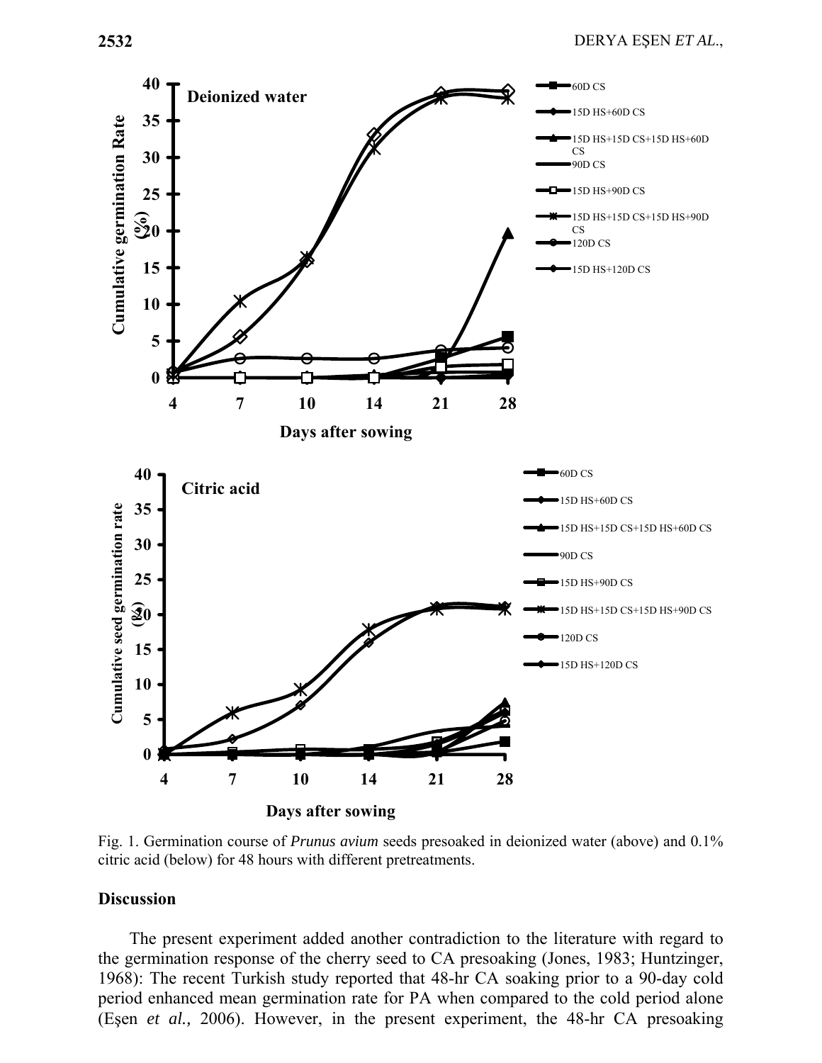Fig. 1. Germination course of *Prunus avium* seeds presoaked in deionized water (above) and 0.1% citric acid (below) for 48 hours with different pretreatments.

## Discussion

The present experiment added another contradiction to the literature with regard to the germination response of the cherry seed to CA presoaking (Jones, 1983; Huntzinger, 1968): The recent Turkish study reported that 48-hr CA soaking prior to a 90-day cold period enhanced mean germination rate for PA when compared to the cold period alone (Eşen *et al.,* 2006). However, in the present experiment, the 48-hr CA presoaking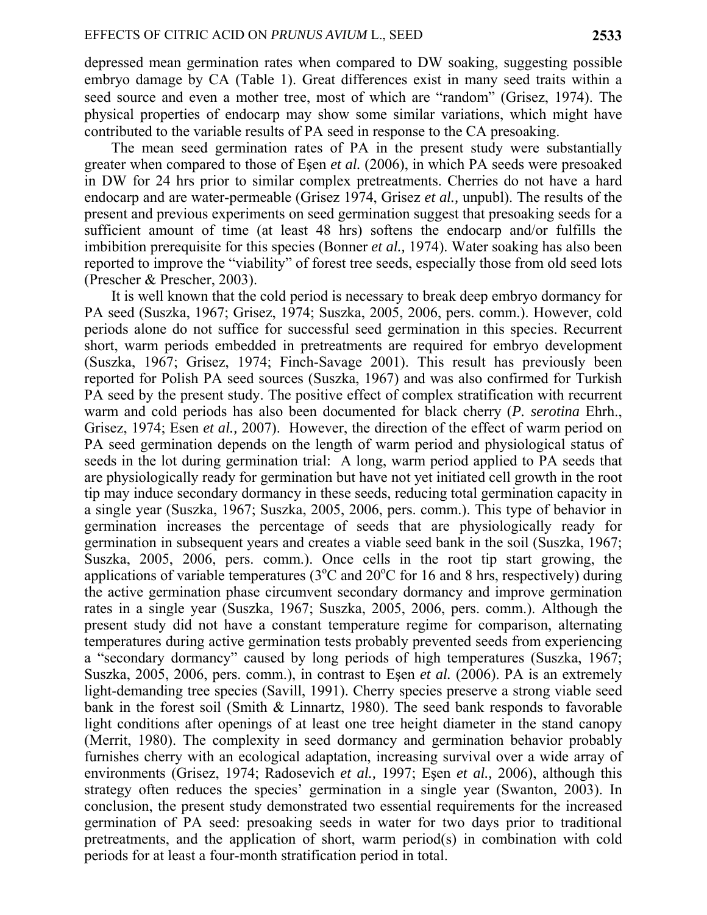depressed mean germination rates when compared to DW soaking, suggesting possible embryo damage by CA (Table 1). Great differences exist in many seed traits within a seed source and even a mother tree, most of which are "random" (Grisez, 1974). The physical properties of endocarp may show some similar variations, which might have contributed to the variable results of PA seed in response to the CA presoaking.

The mean seed germination rates of PA in the present study were substantially greater when compared to those of Eşen *et al.* (2006), in which PA seeds were presoaked in DW for 24 hrs prior to similar complex pretreatments. Cherries do not have a hard endocarp and are water-permeable (Grisez 1974, Grisez *et al.,* unpubl). The results of the present and previous experiments on seed germination suggest that presoaking seeds for a sufficient amount of time (at least 48 hrs) softens the endocarp and/or fulfills the imbibition prerequisite for this species (Bonner *et al.,* 1974). Water soaking has also been reported to improve the "viability" of forest tree seeds, especially those from old seed lots (Prescher & Prescher, 2003).

It is well known that the cold period is necessary to break deep embryo dormancy for PA seed (Suszka, 1967; Grisez, 1974; Suszka, 2005, 2006, pers. comm.). However, cold periods alone do not suffice for successful seed germination in this species. Recurrent short, warm periods embedded in pretreatments are required for embryo development (Suszka, 1967; Grisez, 1974; Finch-Savage 2001). This result has previously been reported for Polish PA seed sources (Suszka, 1967) and was also confirmed for Turkish PA seed by the present study. The positive effect of complex stratification with recurrent warm and cold periods has also been documented for black cherry (*P. serotina* Ehrh., Grisez, 1974; Esen *et al.,* 2007). However, the direction of the effect of warm period on PA seed germination depends on the length of warm period and physiological status of seeds in the lot during germination trial: A long, warm period applied to PA seeds that are physiologically ready for germination but have not yet initiated cell growth in the root tip may induce secondary dormancy in these seeds, reducing total germination capacity in a single year (Suszka, 1967; Suszka, 2005, 2006, pers. comm.). This type of behavior in germination increases the percentage of seeds that are physiologically ready for germination in subsequent years and creates a viable seed bank in the soil (Suszka, 1967; Suszka, 2005, 2006, pers. comm.). Once cells in the root tip start growing, the applications of variable temperatures (3°C and 20°C for 16 and 8 hrs, respectively) during the active germination phase circumvent secondary dormancy and improve germination rates in a single year (Suszka, 1967; Suszka, 2005, 2006, pers. comm.). Although the present study did not have a constant temperature regime for comparison, alternating temperatures during active germination tests probably prevented seeds from experiencing a "secondary dormancy" caused by long periods of high temperatures (Suszka, 1967; Suszka, 2005, 2006, pers. comm.), in contrast to Eşen *et al.* (2006). PA is an extremely light-demanding tree species (Savill, 1991). Cherry species preserve a strong viable seed bank in the forest soil (Smith & Linnartz, 1980). The seed bank responds to favorable light conditions after openings of at least one tree height diameter in the stand canopy (Merrit, 1980). The complexity in seed dormancy and germination behavior probably furnishes cherry with an ecological adaptation, increasing survival over a wide array of environments (Grisez, 1974; Radosevich *et al.,* 1997; Eşen *et al.,* 2006), although this strategy often reduces the species' germination in a single year (Swanton, 2003). In conclusion, the present study demonstrated two essential requirements for the increased germination of PA seed: presoaking seeds in water for two days prior to traditional pretreatments, and the application of short, warm period(s) in combination with cold periods for at least a four-month stratification period in total.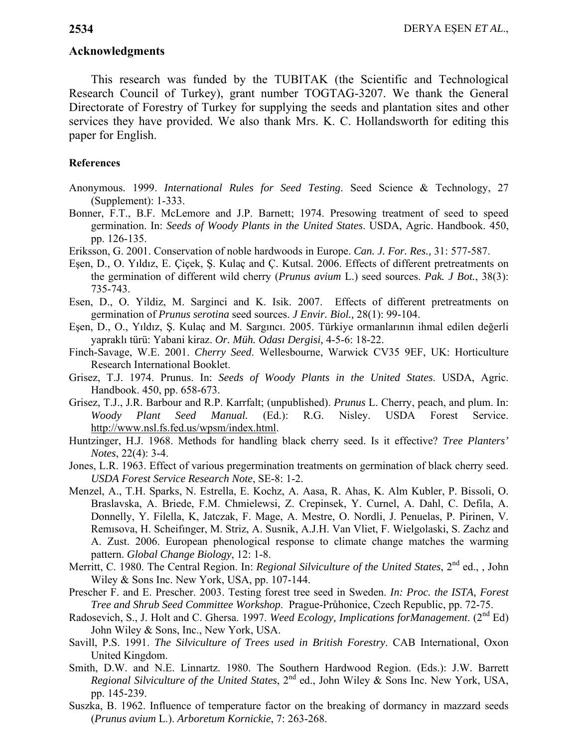## Acknowledgments

This research was funded by the TUBITAK (the Scientific and Technological Research Council of Turkey), grant number TOGTAG-3207. We thank the General Directorate of Forestry of Turkey for supplying the seeds and plantation sites and other services they have provided. We also thank Mrs. K. C. Hollandsworth for editing this paper for English.

### References

Anonymous. 1999. *International Rules for Seed Testing*. Seed Science & Technology, 27 (Supplement): 1-333.

Bonner, F.T., B.F. McLemore and J.P. Barnett; 1974. Presowing treatment of seed to speed germination. In: *Seeds of Woody Plants in the United States*. USDA, Agric. Handbook. 450, pp. 126-135.

Eriksson, G. 2001. Conservation of noble hardwoods in Europe. *Can. J. For. Res.,* 31: 577-587.

Eşen, D., O. Yıldız, E. Çiçek, Ş. Kulaç and Ç. Kutsal. 2006. Effects of different pretreatments on the germination of different wild cherry (*Prunus avium* L.) seed sources. *Pak. J Bot.*, 38(3): 735-743.

Esen, D., O. Yildiz, M. Sarginci and K. Isik. 2007. Effects of different pretreatments on germination of *Prunus serotina* seed sources. *J Envir. Biol.,* 28(1): 99-104.

Eşen, D., O., Yıldız, Ş. Kulaç and M. Sargıncı. 2005. Türkiye ormanlarının ihmal edilen değerli yapraklı türü: Yabani kiraz. *Or. Müh. Odası Dergisi,* 4-5-6: 18-22.

Finch-Savage, W.E. 2001. *Cherry Seed*. Wellesbourne, Warwick CV35 9EF, UK: Horticulture Research International Booklet.

Grisez, T.J. 1974. Prunus. In: *Seeds of Woody Plants in the United States*. USDA, Agric. Handbook. 450, pp. 658-673.

Grisez, T.J., J.R. Barbour and R.P. Karrfalt; (unpublished). *Prunus* L. Cherry, peach, and plum. In: *Woody Plant Seed Manual.* (Ed.): R.G. Nisley. USDA Forest Service. http://www.nsl.fs.fed.us/wpsm/index.html.

Huntzinger, H.J. 1968. Methods for handling black cherry seed. Is it effective? *Tree Planters' Notes*, 22(4): 3-4.

Jones, L.R. 1963. Effect of various pregermination treatments on germination of black cherry seed. *USDA Forest Service Research Note*, SE-8: 1-2.

Menzel, A., T.H. Sparks, N. Estrella, E. Kochz, A. Aasa, R. Ahas, K. Alm Kubler, P. Bissoli, O. Braslavska, A. Briede, F.M. Chmielewsi, Z. Crepinsek, Y. Curnel, A. Dahl, C. Defila, A. Donnelly, Y. Filella, K, Jatczak, F. Mage, A. Mestre, O. Nordli, J. Penuelas, P. Pirinen, V. Remısova, H. Scheifınger, M. Striz, A. Susnik, A.J.H. Van Vliet, F. Wielgolaski, S. Zachz and A. Zust. 2006. European phenological response to climate change matches the warming pattern. *Global Change Biology*, 12: 1-8.

Merritt, C. 1980. The Central Region. In: *Regional Silviculture of the United States*, 2nd ed., , John Wiley & Sons Inc. New York, USA, pp. 107-144.

Prescher F. and E. Prescher. 2003. Testing forest tree seed in Sweden. *In: Proc. the ISTA, Forest Tree and Shrub Seed Committee Workshop*. Prague-Průhonice, Czech Republic, pp. 72-75.

Radosevich, S., J. Holt and C. Ghersa. 1997. *Weed Ecology, Implications forManagement*. (2nd Ed) John Wiley & Sons, Inc., New York, USA.

Savill, P.S. 1991. *The Silviculture of Trees used in British Forestry*. CAB International, Oxon United Kingdom.

Smith, D.W. and N.E. Linnartz. 1980. The Southern Hardwood Region. (Eds.): J.W. Barrett *Regional Silviculture of the United States*, 2nd ed., John Wiley & Sons Inc. New York, USA, pp. 145-239.

Suszka, B. 1962. Influence of temperature factor on the breaking of dormancy in mazzard seeds (*Prunus avium* L.). *Arboretum Kornickie*, 7: 263-268.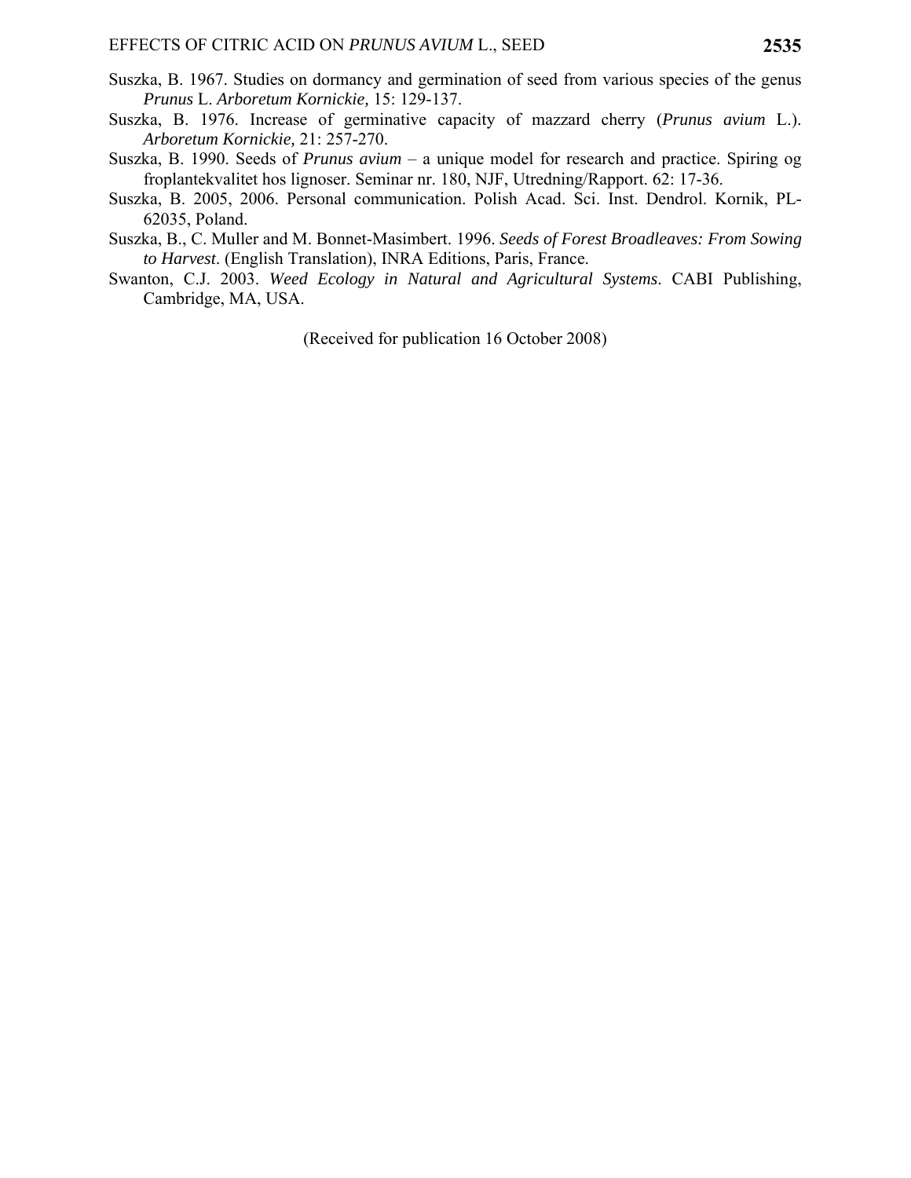Suszka, B. 1967. Studies on dormancy and germination of seed from various species of the genus *Prunus* L. *Arboretum Kornickie,* 15: 129-137.

Suszka, B. 1976. Increase of germinative capacity of mazzard cherry (*Prunus avium* L.). *Arboretum Kornickie,* 21: 257-270.

Suszka, B. 1990. Seeds of *Prunus avium* – a unique model for research and practice. Spiring og froplantekvalitet hos lignoser. Seminar nr. 180, NJF, Utredning/Rapport. 62: 17-36.

Suszka, B. 2005, 2006. Personal communication. Polish Acad. Sci. Inst. Dendrol. Kornik, PL-62035, Poland.

Suszka, B., C. Muller and M. Bonnet-Masimbert. 1996. *Seeds of Forest Broadleaves: From Sowing to Harvest*. (English Translation), INRA Editions, Paris, France.

Swanton, C.J. 2003. *Weed Ecology in Natural and Agricultural Systems*. CABI Publishing, Cambridge, MA, USA.

(Received for publication 16 October 2008)